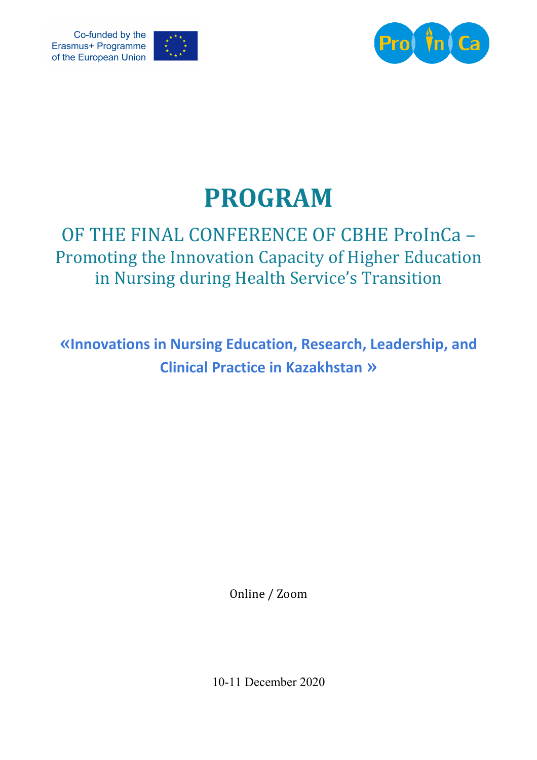Co-funded by the Erasmus+ Programme of the European Union

# PROGRAM

## OF THE FINAL CONFERENCE OF CBHE ProInCa – Promoting the Innovation Capacity of Higher Education in Nursing during Health Service's Transition

**«Innovations in Nursing Education, Research, Leadership, and Clinical Practice in Kazakhstan »**

Online / Zoom

10-11 December 2020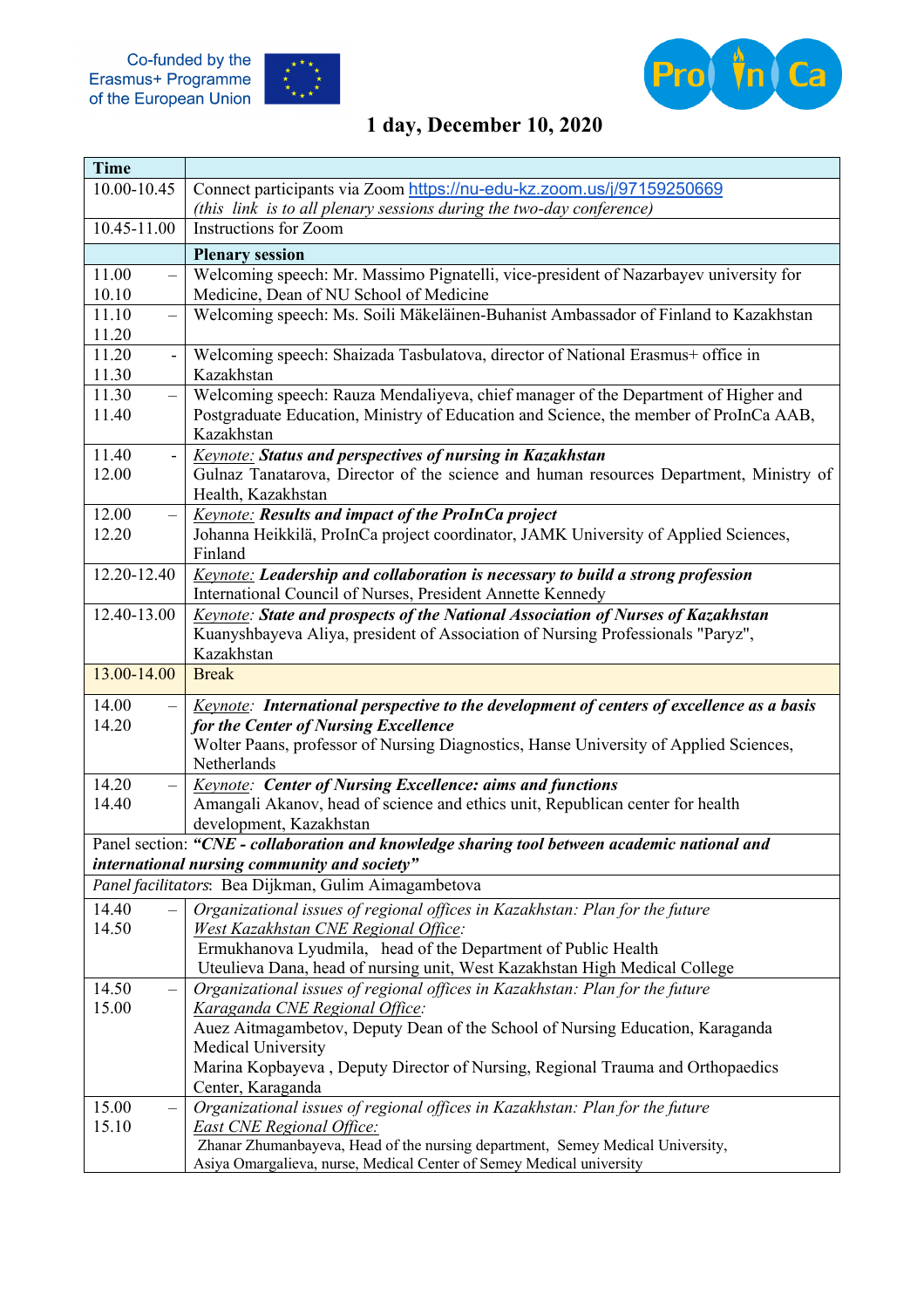Co-funded by the Erasmus+ Programme of the European Union

ProInCa

# 1 day, December 10, 2020

| Time | |
|---|---|
| 10.00-10.45 | Connect participants via Zoom https://nu-edu-kz.zoom.us/j/97159250669<br>*(this link is to all plenary sessions during the two-day conference)* |
| 10.45-11.00 | Instructions for Zoom |
| | **Plenary session** |
| 11.00 – 10.10 | Welcoming speech: Mr. Massimo Pignatelli, vice-president of Nazarbayev university for Medicine, Dean of NU School of Medicine |
| 11.10 – 11.20 | Welcoming speech: Ms. Soili Mäkeläinen-Buhanist Ambassador of Finland to Kazakhstan |
| 11.20 - 11.30 | Welcoming speech: Shaizada Tasbulatova, director of National Erasmus+ office in Kazakhstan |
| 11.30 – 11.40 | Welcoming speech: Rauza Mendaliyeva, chief manager of the Department of Higher and Postgraduate Education, Ministry of Education and Science, the member of ProInCa AAB, Kazakhstan |
| 11.40 - 12.00 | *Keynote:* ***Status and perspectives of nursing in Kazakhstan***<br>Gulnaz Tanatarova, Director of the science and human resources Department, Ministry of Health, Kazakhstan |
| 12.00 – 12.20 | *Keynote:* ***Results and impact of the ProInCa project***<br>Johanna Heikkilä, ProInCa project coordinator, JAMK University of Applied Sciences, Finland |
| 12.20-12.40 | *Keynote:* ***Leadership and collaboration is necessary to build a strong profession***<br>International Council of Nurses, President Annette Kennedy |
| 12.40-13.00 | *Keynote:* ***State and prospects of the National Association of Nurses of Kazakhstan***<br>Kuanyshbayeva Aliya, president of Association of Nursing Professionals "Paryz", Kazakhstan |
| 13.00-14.00 | Break |
| 14.00 – 14.20 | *Keynote:* ***International perspective to the development of centers of excellence as a basis for the Center of Nursing Excellence***<br>Wolter Paans, professor of Nursing Diagnostics, Hanse University of Applied Sciences, Netherlands |
| 14.20 – 14.40 | *Keynote:* ***Center of Nursing Excellence: aims and functions***<br>Amangali Akanov, head of science and ethics unit, Republican center for health development, Kazakhstan |
| Panel section: ***"CNE - collaboration and knowledge sharing tool between academic national and international nursing community and society"*** | |
| *Panel facilitators*: Bea Dijkman, Gulim Aimagambetova | |
| 14.40 – 14.50 | *Organizational issues of regional offices in Kazakhstan: Plan for the future*<br>*West Kazakhstan CNE Regional Office:*<br>Ermukhanova Lyudmila, head of the Department of Public Health<br>Uteulieva Dana, head of nursing unit, West Kazakhstan High Medical College |
| 14.50 – 15.00 | *Organizational issues of regional offices in Kazakhstan: Plan for the future*<br>*Karaganda CNE Regional Office:*<br>Auez Aitmagambetov, Deputy Dean of the School of Nursing Education, Karaganda Medical University<br>Marina Kopbayeva , Deputy Director of Nursing, Regional Trauma and Orthopaedics Center, Karaganda |
| 15.00 – 15.10 | *Organizational issues of regional offices in Kazakhstan: Plan for the future*<br>*East CNE Regional Office:*<br>Zhanar Zhumanbayeva, Head of the nursing department, Semey Medical University,<br>Asiya Omargalieva, nurse, Medical Center of Semey Medical university |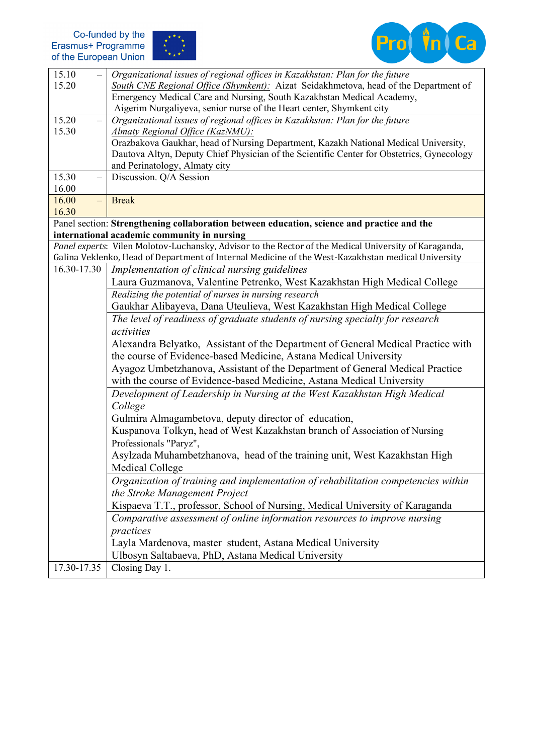| | |
|---|---|
| 15.10 – 15.20 | *Organizational issues of regional offices in Kazakhstan: Plan for the future*<br>South CNE Regional Office (Shymkent): Aizat Seidakhmetova, head of the Department of Emergency Medical Care and Nursing, South Kazakhstan Medical Academy,<br>Aigerim Nurgaliyeva, senior nurse of the Heart center, Shymkent city |
| 15.20 – 15.30 | *Organizational issues of regional offices in Kazakhstan: Plan for the future*<br>*Almaty Regional Office (KazNMU):*<br>Orazbakova Gaukhar, head of Nursing Department, Kazakh National Medical University, Dautova Altyn, Deputy Chief Physician of the Scientific Center for Obstetrics, Gynecology and Perinatology, Almaty city |
| 15.30 – 16.00 | Discussion. Q/A Session |
| 16.00 – 16.30 | Break |
| Panel section: **Strengthening collaboration between education, science and practice and the international academic community in nursing** | |
| *Panel experts*: Vilen Molotov-Luchansky, Advisor to the Rector of the Medical University of Karaganda, Galina Veklenko, Head of Department of Internal Medicine of the West-Kazakhstan medical University | |
| 16.30-17.30 | *Implementation of clinical nursing guidelines*<br>Laura Guzmanova, Valentine Petrenko, West Kazakhstan High Medical College |
| | *Realizing the potential of nurses in nursing research*<br>Gaukhar Alibayeva, Dana Uteulieva, West Kazakhstan High Medical College |
| | *The level of readiness of graduate students of nursing specialty for research activities*<br>Alexandra Belyatko, Assistant of the Department of General Medical Practice with the course of Evidence-based Medicine, Astana Medical University<br>Ayagoz Umbetzhanova, Assistant of the Department of General Medical Practice with the course of Evidence-based Medicine, Astana Medical University |
| | *Development of Leadership in Nursing at the West Kazakhstan High Medical College*<br>Gulmira Almagambetova, deputy director of education,<br>Kuspanova Tolkyn, head of West Kazakhstan branch of Association of Nursing Professionals "Paryz",<br>Asylzada Muhambetzhanova, head of the training unit, West Kazakhstan High Medical College |
| | *Organization of training and implementation of rehabilitation competencies within the Stroke Management Project*<br>Kispaeva T.T., professor, School of Nursing, Medical University of Karaganda |
| | *Comparative assessment of online information resources to improve nursing practices*<br>Layla Mardenova, master student, Astana Medical University<br>Ulbosyn Saltabaeva, PhD, Astana Medical University |
| 17.30-17.35 | Closing Day 1. |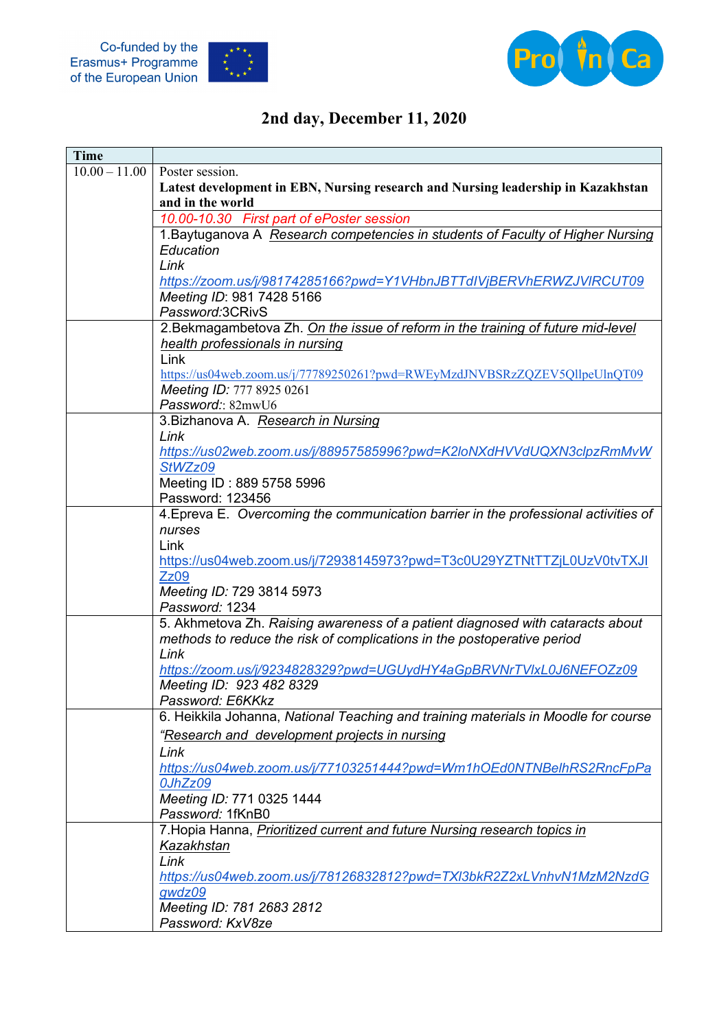Co-funded by the Erasmus+ Programme of the European Union

Pro In Ca

## 2nd day, December 11, 2020

| Time | |
|---|---|
| 10.00 – 11.00 | Poster session. **Latest development in EBN, Nursing research and Nursing leadership in Kazakhstan and in the world** |
| | *10.00-10.30 First part of ePoster session* |
| | 1.Baytuganova A *Research competencies in students of Faculty of Higher Nursing Education* *Link* *https://zoom.us/j/98174285166?pwd=Y1VHbnJBTTdIVjBERVhERWZJVlRCUT09* *Meeting ID*: 981 7428 5166 *Password:*3CRivS |
| | 2.Bekmagambetova Zh. *On the issue of reform in the training of future mid-level health professionals in nursing* Link https://us04web.zoom.us/j/77789250261?pwd=RWEyMzdJNVBSRzZQZEV5QllpeUlnQT09 *Meeting ID:* 777 8925 0261 *Password:*: 82mwU6 |
| | 3.Bizhanova A. *Research in Nursing* *Link* *https://us02web.zoom.us/j/88957585996?pwd=K2loNXdHVVdUQXN3clpzRmMvWStWZz09* Meeting ID : 889 5758 5996 Password: 123456 |
| | 4.Epreva E. *Overcoming the communication barrier in the professional activities of nurses* Link https://us04web.zoom.us/j/72938145973?pwd=T3c0U29YZTNtTTZjL0UzV0tvTXJIZz09 *Meeting ID:* 729 3814 5973 *Password:* 1234 |
| | 5. Akhmetova Zh. *Raising awareness of a patient diagnosed with cataracts about methods to reduce the risk of complications in the postoperative period* *Link* *https://zoom.us/j/9234828329?pwd=UGUydHY4aGpBRVNrTVlxL0J6NEFOZz09* *Meeting ID: 923 482 8329* *Password: E6KKkz* |
| | 6. Heikkila Johanna, *National Teaching and training materials in Moodle for course "Research and development projects in nursing* *Link* *https://us04web.zoom.us/j/77103251444?pwd=Wm1hOEd0NTNBelhRS2RncFpPa0JhZz09* *Meeting ID:* 771 0325 1444 *Password:* 1fKnB0 |
| | 7.Hopia Hanna, *Prioritized current and future Nursing research topics in Kazakhstan* *Link* *https://us04web.zoom.us/j/78126832812?pwd=TXI3bkR2Z2xLVnhvN1MzM2NzdGgwdz09* *Meeting ID:* 781 2683 2812 *Password:* KxV8ze |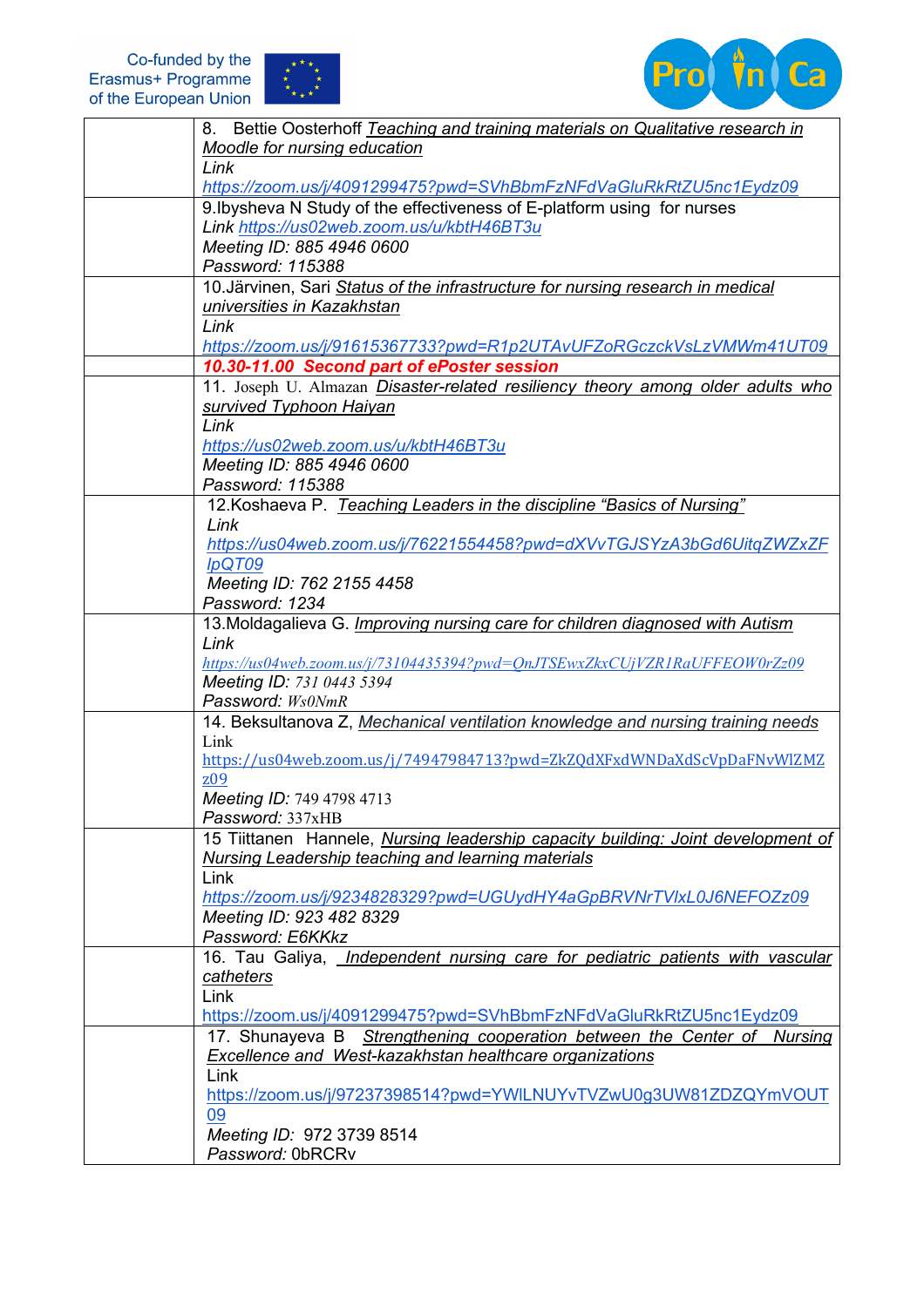| | |
|---|---|
| | 8. Bettie Oosterhoff *Teaching and training materials on Qualitative research in Moodle for nursing education*<br>*Link*<br>*https://zoom.us/j/4091299475?pwd=SVhBbmFzNFdVaGluRkRtZU5nc1Eydz09* |
| | 9.Ibysheva N Study of the effectiveness of E-platform using for nurses<br>*Link https://us02web.zoom.us/u/kbtH46BT3u*<br>*Meeting ID: 885 4946 0600*<br>*Password: 115388* |
| | 10.Järvinen, Sari Status of the infrastructure for nursing research in medical universities in Kazakhstan<br>*Link*<br>*https://zoom.us/j/91615367733?pwd=R1p2UTAvUFZoRGczckVsLzVMWm41UT09* |
| | ***10.30-11.00 Second part of ePoster session*** |
| | 11. Joseph U. Almazan *Disaster-related resiliency theory among older adults who survived Typhoon Haiyan*<br>*Link*<br>*https://us02web.zoom.us/u/kbtH46BT3u*<br>*Meeting ID: 885 4946 0600*<br>*Password: 115388* |
| | 12.Koshaeva P. *Teaching Leaders in the discipline "Basics of Nursing"*<br>*Link*<br>*https://us04web.zoom.us/j/76221554458?pwd=dXVvTGJSYzA3bGd6UitqZWZxFlpQT09*<br>*Meeting ID: 762 2155 4458*<br>*Password: 1234* |
| | 13.Moldagalieva G. *Improving nursing care for children diagnosed with Autism*<br>*Link*<br>*https://us04web.zoom.us/j/73104435394?pwd=QnJTSEwxZkxCUjVZR1RaUFFEOW0rZz09*<br>*Meeting ID: 731 0443 5394*<br>*Password: Ws0NmR* |
| | 14. Beksultanova Z, *Mechanical ventilation knowledge and nursing training needs*<br>Link<br>https://us04web.zoom.us/j/74947984713?pwd=ZkZQdXFxdWNDaXdScVpDaFNvWlZMZz09<br>*Meeting ID:* 749 4798 4713<br>*Password:* 337xHB |
| | 15 Tiittanen Hannele, *Nursing leadership capacity building: Joint development of Nursing Leadership teaching and learning materials*<br>Link<br>*https://zoom.us/j/9234828329?pwd=UGUydHY4aGpBRVNrTVlxL0J6NEFOZz09*<br>*Meeting ID: 923 482 8329*<br>*Password: E6KKkz* |
| | 16. Tau Galiya, *Independent nursing care for pediatric patients with vascular catheters*<br>Link<br>https://zoom.us/j/4091299475?pwd=SVhBbmFzNFdVaGluRkRtZU5nc1Eydz09 |
| | 17. Shunayeva B *Strengthening cooperation between the Center of Nursing Excellence and West-kazakhstan healthcare organizations*<br>Link<br>https://zoom.us/j/97237398514?pwd=YWlLNUYvTVZwU0g3UW81ZDZQYmVOUT09<br>*Meeting ID:* 972 3739 8514<br>*Password:* 0bRCRv |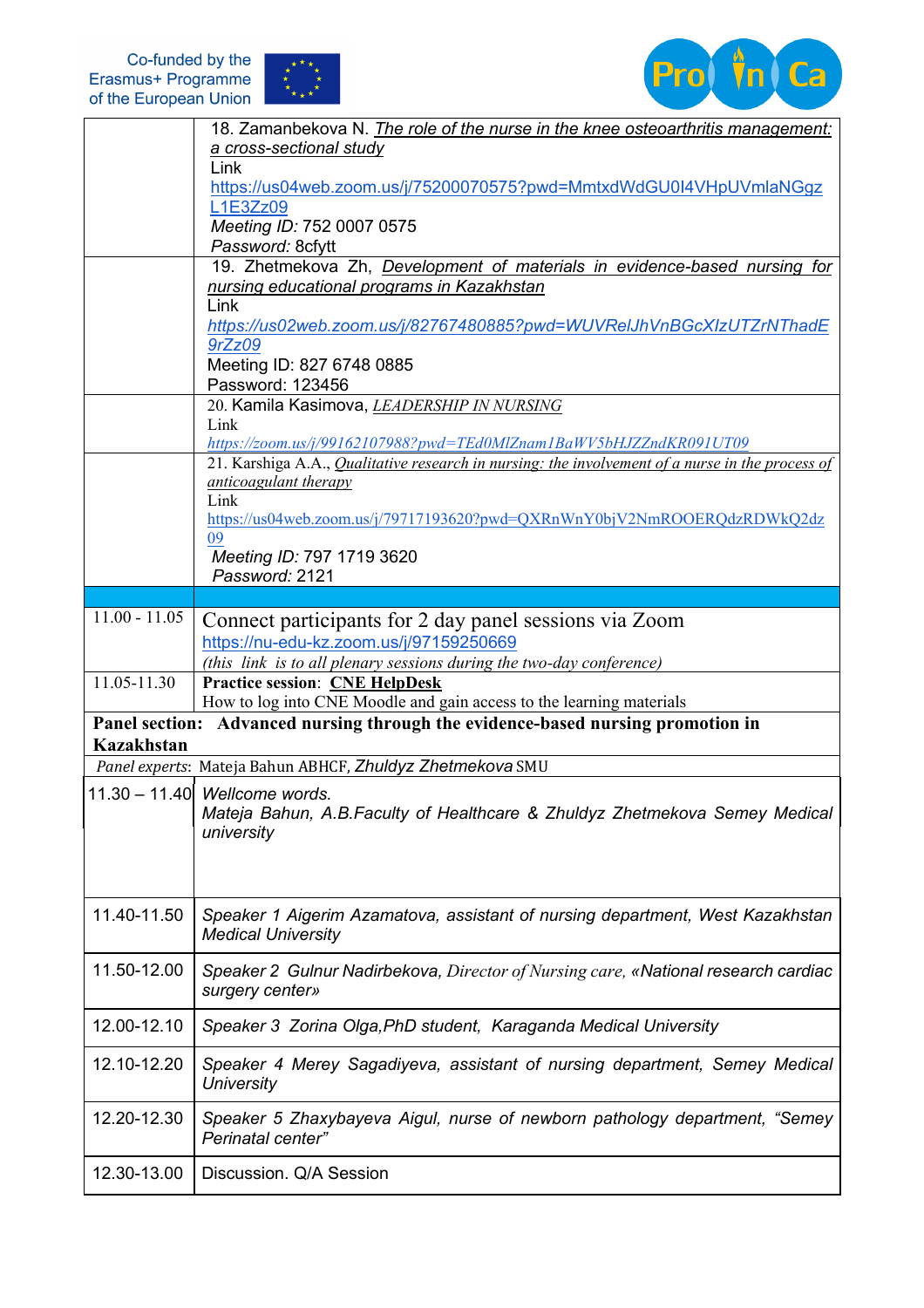| | |
|---|---|
| | 18. Zamanbekova N. *The role of the nurse in the knee osteoarthritis management: a cross-sectional study*<br>Link<br>https://us04web.zoom.us/j/75200070575?pwd=MmtxdWdGU0I4VHpUVmlaNGgzL1E3Zz09<br>*Meeting ID:* 752 0007 0575<br>*Password:* 8cfytt |
| | 19. Zhetmekova Zh, *Development of materials in evidence-based nursing for nursing educational programs in Kazakhstan*<br>Link<br>*https://us02web.zoom.us/j/82767480885?pwd=WUVRelJhVnBGcXlzUTZrNThadE9rZz09*<br>Meeting ID: 827 6748 0885<br>Password: 123456 |
| | 20. Kamila Kasimova, *LEADERSHIP IN NURSING*<br>Link<br>*https://zoom.us/j/99162107988?pwd=TEd0MlZnam1BaWV5bHJZZndKR091UT09* |
| | 21. Karshiga A.A., *Qualitative research in nursing: the involvement of a nurse in the process of anticoagulant therapy*<br>Link<br>https://us04web.zoom.us/j/79717193620?pwd=QXRnWnY0bjV2NmROOERQdzRDWkQ2dz09<br>*Meeting ID:* 797 1719 3620<br>*Password:* 2121 |
| | |
| 11.00 - 11.05 | Connect participants for 2 day panel sessions via Zoom<br>https://nu-edu-kz.zoom.us/j/97159250669<br>*(this link is to all plenary sessions during the two-day conference)* |
| 11.05-11.30 | **Practice session**: **CNE HelpDesk**<br>How to log into CNE Moodle and gain access to the learning materials |
| **Panel section: Advanced nursing through the evidence-based nursing promotion in Kazakhstan** | |
| *Panel experts*: Mateja Bahun ABHCF, *Zhuldyz Zhetmekova* SMU | |
| 11.30 – 11.40 | *Wellcome words.*<br>*Mateja Bahun, A.B.Faculty of Healthcare & Zhuldyz Zhetmekova Semey Medical university* |
| 11.40-11.50 | *Speaker 1 Aigerim Azamatova, assistant of nursing department, West Kazakhstan Medical University* |
| 11.50-12.00 | *Speaker 2 Gulnur Nadirbekova, Director of Nursing care, «National research cardiac surgery center»* |
| 12.00-12.10 | *Speaker 3 Zorina Olga,PhD student, Karaganda Medical University* |
| 12.10-12.20 | *Speaker 4 Merey Sagadiyeva, assistant of nursing department, Semey Medical University* |
| 12.20-12.30 | *Speaker 5 Zhaxybayeva Aigul, nurse of newborn pathology department, "Semey Perinatal center"* |
| 12.30-13.00 | Discussion. Q/A Session |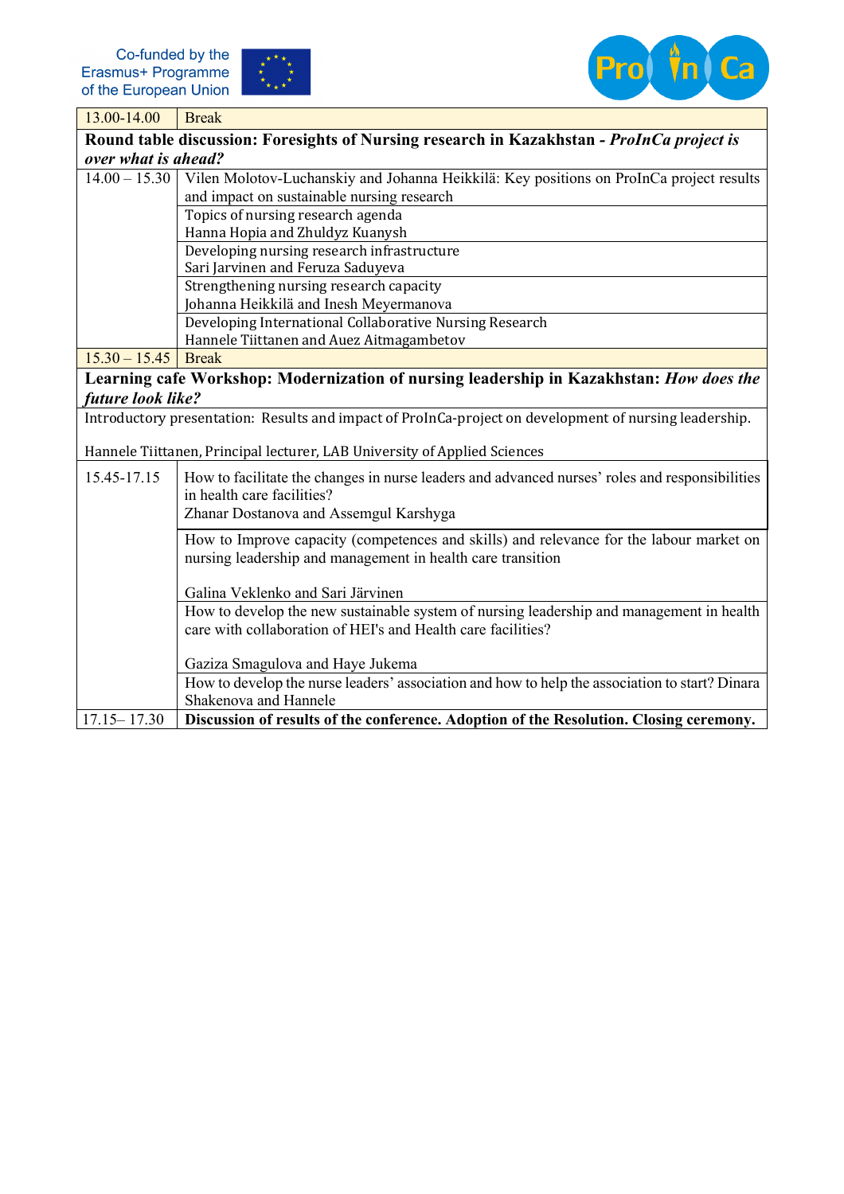| | |
|---|---|
| 13.00-14.00 | Break |
| **Round table discussion: Foresights of Nursing research in Kazakhstan - *ProInCa project is over what is ahead?*** | |
| 14.00 – 15.30 | Vilen Molotov-Luchanskiy and Johanna Heikkilä: Key positions on ProInCa project results and impact on sustainable nursing research |
| | Topics of nursing research agenda<br>Hanna Hopia and Zhuldyz Kuanysh |
| | Developing nursing research infrastructure<br>Sari Jarvinen and Feruza Saduyeva |
| | Strengthening nursing research capacity<br>Johanna Heikkilä and Inesh Meyermanova |
| | Developing International Collaborative Nursing Research<br>Hannele Tiittanen and Auez Aitmagambetov |
| 15.30 – 15.45 | Break |
| **Learning cafe Workshop: Modernization of nursing leadership in Kazakhstan: *How does the future look like?*** | |
| Introductory presentation: Results and impact of ProInCa-project on development of nursing leadership.<br><br>Hannele Tiittanen, Principal lecturer, LAB University of Applied Sciences | |
| 15.45-17.15 | How to facilitate the changes in nurse leaders and advanced nurses' roles and responsibilities in health care facilities?<br>Zhanar Dostanova and Assemgul Karshyga |
| | How to Improve capacity (competences and skills) and relevance for the labour market on nursing leadership and management in health care transition<br><br>Galina Veklenko and Sari Järvinen |
| | How to develop the new sustainable system of nursing leadership and management in health care with collaboration of HEI's and Health care facilities?<br><br>Gaziza Smagulova and Haye Jukema |
| | How to develop the nurse leaders' association and how to help the association to start? Dinara Shakenova and Hannele |
| 17.15– 17.30 | **Discussion of results of the conference. Adoption of the Resolution. Closing ceremony.** |